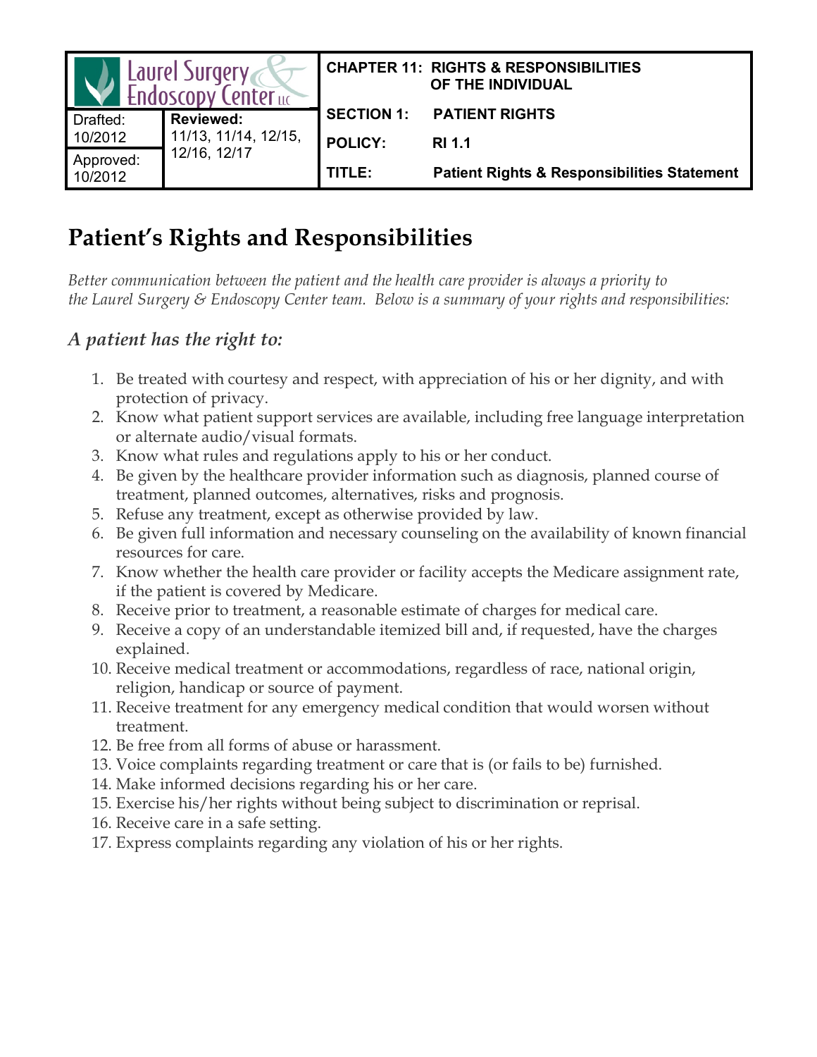| Laurel Surgery & Endoscopy Center LLC | | CHAPTER 11: RIGHTS & RESPONSIBILITIES OF THE INDIVIDUAL | |
| --- | --- | --- | --- |
| Drafted: 10/2012 | Reviewed: 11/13, 11/14, 12/15, 12/16, 12/17 | SECTION 1: | PATIENT RIGHTS |
| Approved: 10/2012 | | POLICY: | RI 1.1 |
| | | TITLE: | Patient Rights & Responsibilities Statement |

# Patient's Rights and Responsibilities

*Better communication between the patient and the health care provider is always a priority to the Laurel Surgery & Endoscopy Center team. Below is a summary of your rights and responsibilities:*

## *A patient has the right to:*

1. Be treated with courtesy and respect, with appreciation of his or her dignity, and with protection of privacy.
2. Know what patient support services are available, including free language interpretation or alternate audio/visual formats.
3. Know what rules and regulations apply to his or her conduct.
4. Be given by the healthcare provider information such as diagnosis, planned course of treatment, planned outcomes, alternatives, risks and prognosis.
5. Refuse any treatment, except as otherwise provided by law.
6. Be given full information and necessary counseling on the availability of known financial resources for care.
7. Know whether the health care provider or facility accepts the Medicare assignment rate, if the patient is covered by Medicare.
8. Receive prior to treatment, a reasonable estimate of charges for medical care.
9. Receive a copy of an understandable itemized bill and, if requested, have the charges explained.
10. Receive medical treatment or accommodations, regardless of race, national origin, religion, handicap or source of payment.
11. Receive treatment for any emergency medical condition that would worsen without treatment.
12. Be free from all forms of abuse or harassment.
13. Voice complaints regarding treatment or care that is (or fails to be) furnished.
14. Make informed decisions regarding his or her care.
15. Exercise his/her rights without being subject to discrimination or reprisal.
16. Receive care in a safe setting.
17. Express complaints regarding any violation of his or her rights.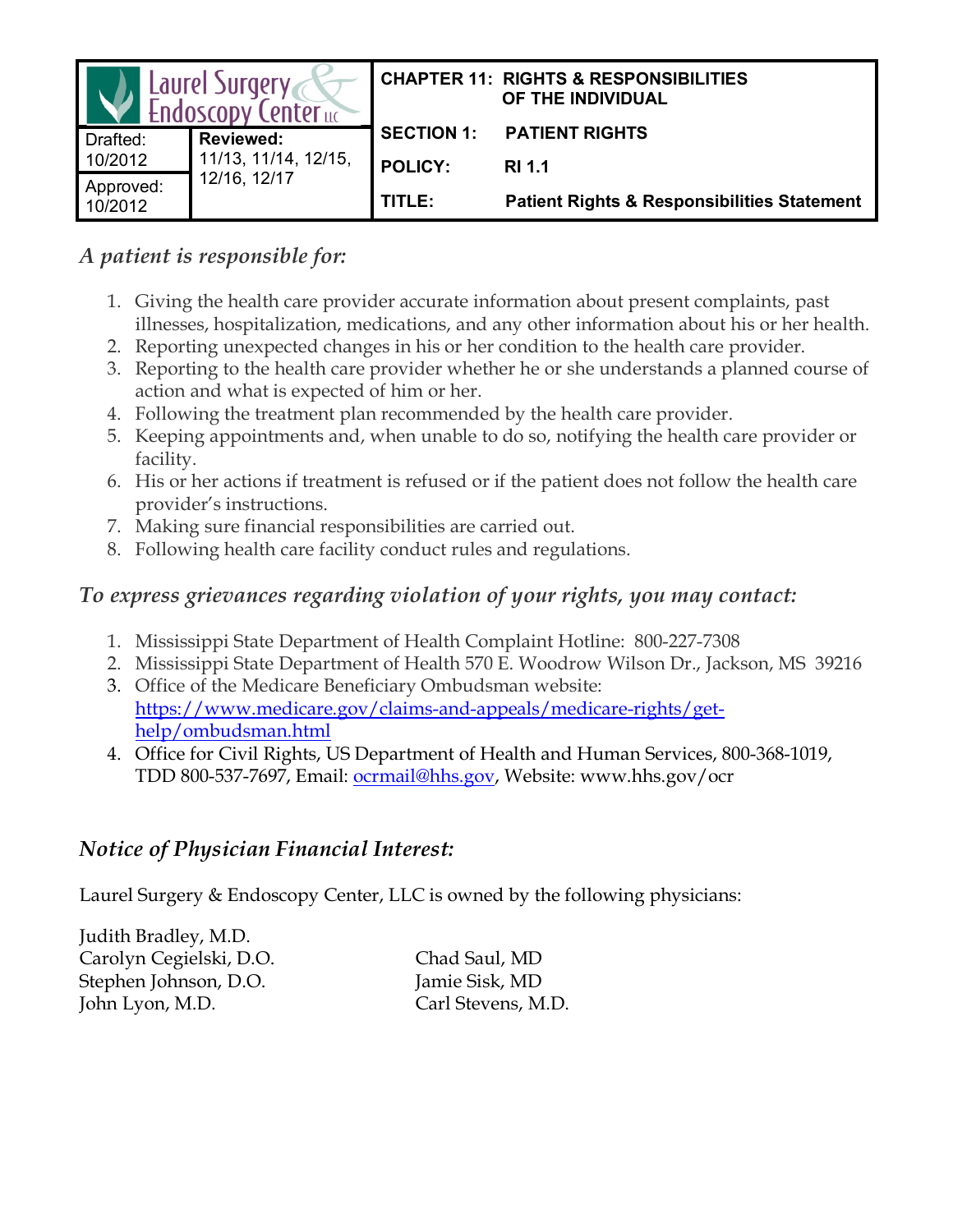| Laurel Surgery & Endoscopy Center LLC | | CHAPTER 11: RIGHTS & RESPONSIBILITIES OF THE INDIVIDUAL | |
| --- | --- | --- | --- |
| Drafted: 10/2012 | Reviewed: 11/13, 11/14, 12/15, 12/16, 12/17 | SECTION 1: | PATIENT RIGHTS |
| Approved: 10/2012 | | POLICY: | RI 1.1 |
| | | TITLE: | Patient Rights & Responsibilities Statement |

## *A patient is responsible for:*

1. Giving the health care provider accurate information about present complaints, past illnesses, hospitalization, medications, and any other information about his or her health.
2. Reporting unexpected changes in his or her condition to the health care provider.
3. Reporting to the health care provider whether he or she understands a planned course of action and what is expected of him or her.
4. Following the treatment plan recommended by the health care provider.
5. Keeping appointments and, when unable to do so, notifying the health care provider or facility.
6. His or her actions if treatment is refused or if the patient does not follow the health care provider's instructions.
7. Making sure financial responsibilities are carried out.
8. Following health care facility conduct rules and regulations.

## *To express grievances regarding violation of your rights, you may contact:*

1. Mississippi State Department of Health Complaint Hotline: 800-227-7308
2. Mississippi State Department of Health 570 E. Woodrow Wilson Dr., Jackson, MS 39216
3. Office of the Medicare Beneficiary Ombudsman website: [https://www.medicare.gov/claims-and-appeals/medicare-rights/get-help/ombudsman.html](https://www.medicare.gov/claims-and-appeals/medicare-rights/get-help/ombudsman.html)
4. Office for Civil Rights, US Department of Health and Human Services, 800-368-1019, TDD 800-537-7697, Email: [ocrmail@hhs.gov](mailto:ocrmail@hhs.gov), Website: www.hhs.gov/ocr

## *Notice of Physician Financial Interest:*

Laurel Surgery & Endoscopy Center, LLC is owned by the following physicians:

Judith Bradley, M.D.
Carolyn Cegielski, D.O.
Stephen Johnson, D.O.
John Lyon, M.D.
Chad Saul, MD
Jamie Sisk, MD
Carl Stevens, M.D.